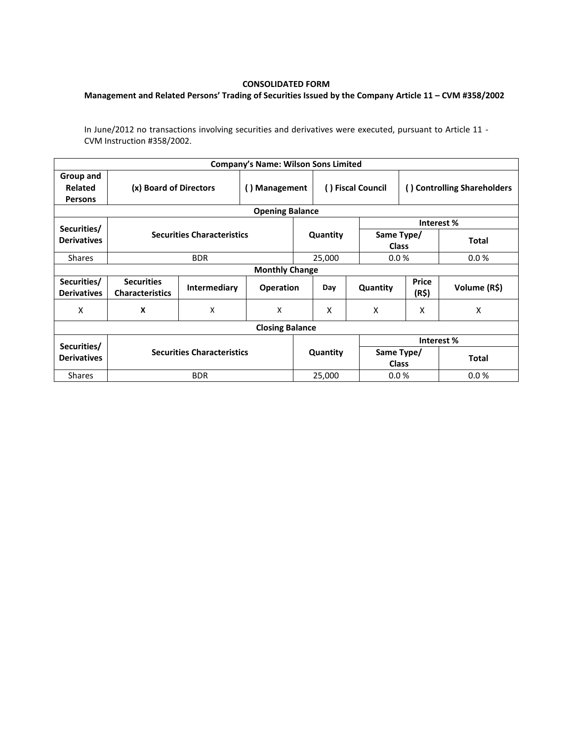**CONSOLIDATED FORM**

**Management and Related Persons' Trading of Securities Issued by the Company Article 11 – CVM #358/2002**

In June/2012 no transactions involving securities and derivatives were executed, pursuant to Article 11 - CVM Instruction #358/2002.

| **Company's Name: Wilson Sons Limited** | | | | | | | |
|---|---|---|---|---|---|---|---|
| **Group and Related Persons** | **(x) Board of Directors** | | **( ) Management** | | **( ) Fiscal Council** | **( ) Controlling Shareholders** | |
| **Opening Balance** | | | | | | | |
| **Securities/ Derivatives** | **Securities Characteristics** | | | **Quantity** | **Interest %** | | |
| | | | | | **Same Type/ Class** | | **Total** |
| Shares | BDR | | | 25,000 | 0.0 % | | 0.0 % |
| **Monthly Change** | | | | | | | |
| **Securities/ Derivatives** | **Securities Characteristics** | **Intermediary** | **Operation** | **Day** | **Quantity** | **Price (R$)** | **Volume (R$)** |
| X | **X** | X | X | X | X | X | X |
| **Closing Balance** | | | | | | | |
| **Securities/ Derivatives** | **Securities Characteristics** | | | **Quantity** | **Interest %** | | |
| | | | | | **Same Type/ Class** | | **Total** |
| Shares | BDR | | | 25,000 | 0.0 % | | 0.0 % |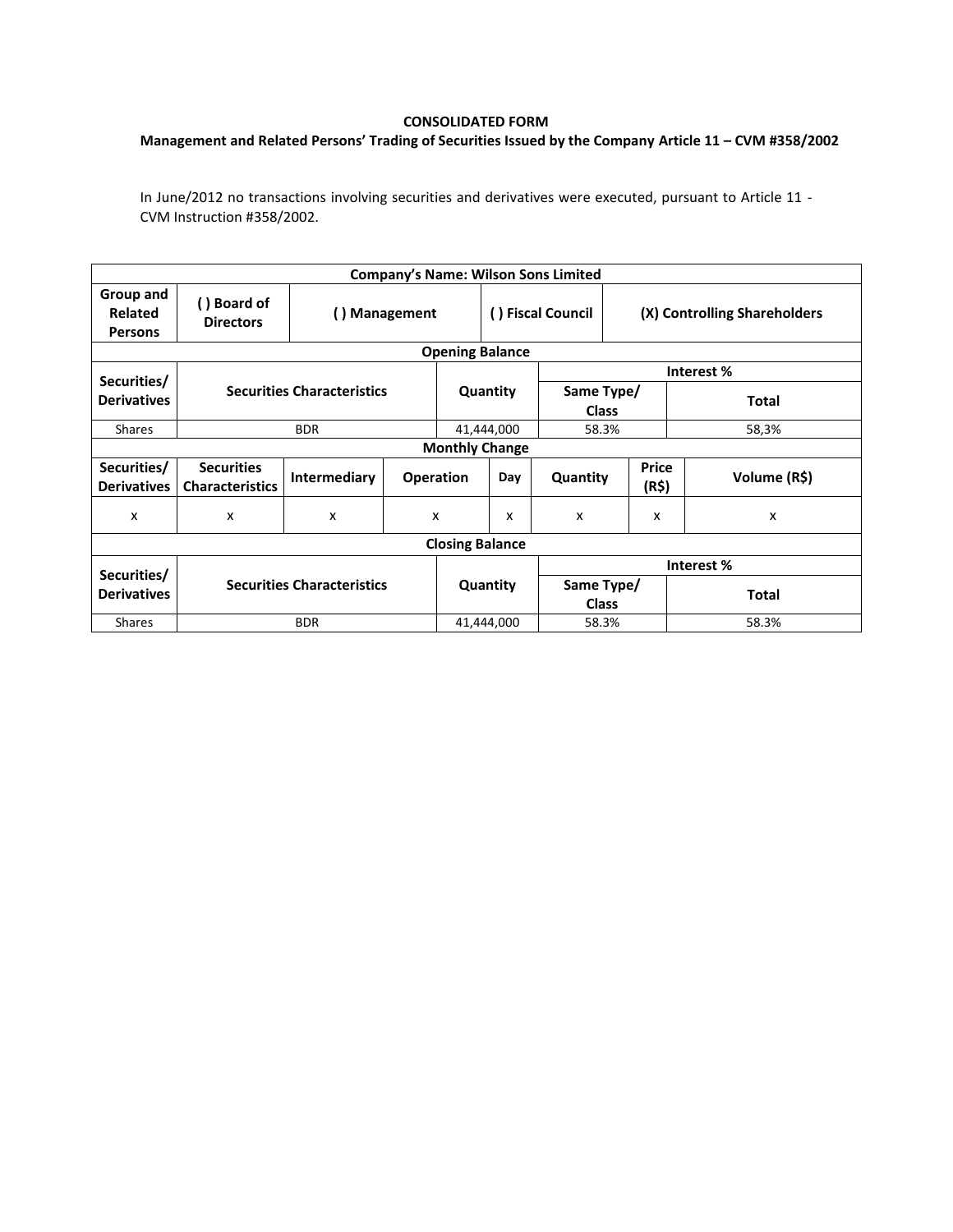**CONSOLIDATED FORM**

**Management and Related Persons' Trading of Securities Issued by the Company Article 11 – CVM #358/2002**

In June/2012 no transactions involving securities and derivatives were executed, pursuant to Article 11 - CVM Instruction #358/2002.

| **Company's Name: Wilson Sons Limited** | | | | | | | |
|---|---|---|---|---|---|---|---|
| **Group and Related Persons** | **( ) Board of Directors** | **( ) Management** | | **( ) Fiscal Council** | | **(X) Controlling Shareholders** | |
| **Opening Balance** | | | | | | | |
| **Securities/ Derivatives** | **Securities Characteristics** | | | **Quantity** | | **Interest %** | |
| | | | | | | **Same Type/ Class** | **Total** |
| Shares | BDR | | | 41,444,000 | | 58.3% | 58,3% |
| **Monthly Change** | | | | | | | |
| **Securities/ Derivatives** | **Securities Characteristics** | **Intermediary** | **Operation** | **Day** | **Quantity** | **Price (R$)** | **Volume (R$)** |
| x | x | x | x | x | x | x | x |
| **Closing Balance** | | | | | | | |
| **Securities/ Derivatives** | **Securities Characteristics** | | | **Quantity** | | **Interest %** | |
| | | | | | | **Same Type/ Class** | **Total** |
| Shares | BDR | | | 41,444,000 | | 58.3% | 58.3% |